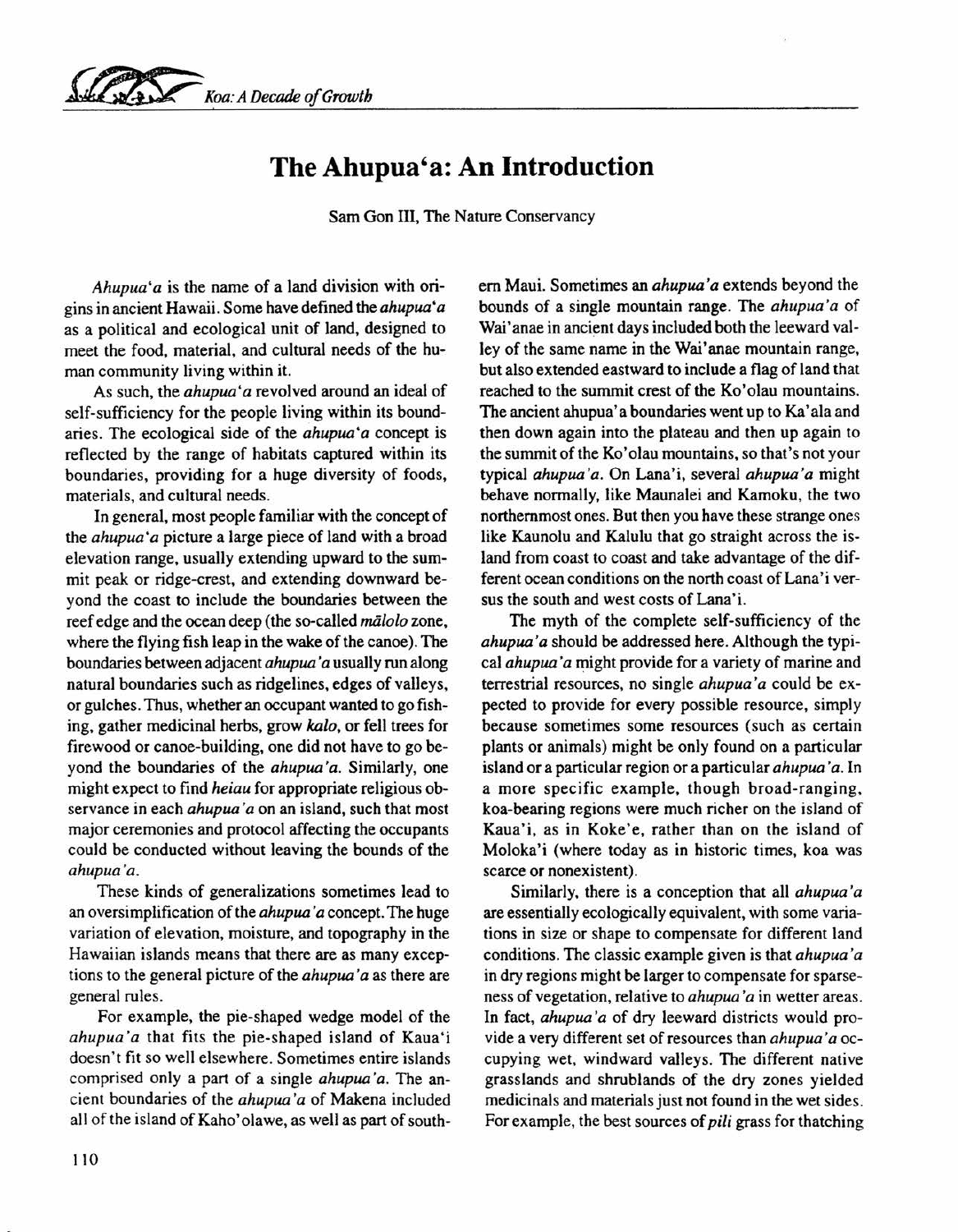# The Ahupua'a: An Introduction

Sam Gon III, The Nature Conservancy

*Ahupua'a* is the name of a land division with origins in ancient Hawaii. Some have defined the *ahupua'a* as a political and ecological unit of land, designed to meet the food, material, and cultural needs of the human community living within it.

As such, the *ahupua'a* revolved around an ideal of self-sufficiency for the people living within its boundaries. The ecological side of the *ahupua'a* concept is reflected by the range of habitats captured within its boundaries, providing for a huge diversity of foods, materials, and cultural needs.

In general, most people familiar with the concept of the *ahupua'a* picture a large piece of land with a broad elevation range, usually extending upward to the summit peak or ridge-crest, and extending downward beyond the coast to include the boundaries between the reef edge and the ocean deep (the so-called *mālolo* zone, where the flying fish leap in the wake of the canoe). The boundaries between adjacent *ahupua'a* usually run along natural boundaries such as ridgelines, edges of valleys, or gulches. Thus, whether an occupant wanted to go fishing, gather medicinal herbs, grow *kalo*, or fell trees for firewood or canoe-building, one did not have to go beyond the boundaries of the *ahupua'a*. Similarly, one might expect to find *heiau* for appropriate religious observance in each *ahupua'a* on an island, such that most major ceremonies and protocol affecting the occupants could be conducted without leaving the bounds of the *ahupua'a*.

These kinds of generalizations sometimes lead to an oversimplification of the *ahupua'a* concept. The huge variation of elevation, moisture, and topography in the Hawaiian islands means that there are as many exceptions to the general picture of the *ahupua'a* as there are general rules.

For example, the pie-shaped wedge model of the *ahupua'a* that fits the pie-shaped island of Kaua'i doesn't fit so well elsewhere. Sometimes entire islands comprised only a part of a single *ahupua'a*. The ancient boundaries of the *ahupua'a* of Makena included all of the island of Kaho'olawe, as well as part of southern Maui. Sometimes an *ahupua'a* extends beyond the bounds of a single mountain range. The *ahupua'a* of Wai'anae in ancient days included both the leeward valley of the same name in the Wai'anae mountain range, but also extended eastward to include a flag of land that reached to the summit crest of the Ko'olau mountains. The ancient ahupua'a boundaries went up to Ka'ala and then down again into the plateau and then up again to the summit of the Ko'olau mountains, so that's not your typical *ahupua'a*. On Lana'i, several *ahupua'a* might behave normally, like Maunalei and Kamoku, the two northernmost ones. But then you have these strange ones like Kaunolu and Kalulu that go straight across the island from coast to coast and take advantage of the different ocean conditions on the north coast of Lana'i versus the south and west costs of Lana'i.

The myth of the complete self-sufficiency of the *ahupua'a* should be addressed here. Although the typical *ahupua'a* might provide for a variety of marine and terrestrial resources, no single *ahupua'a* could be expected to provide for every possible resource, simply because sometimes some resources (such as certain plants or animals) might be only found on a particular island or a particular region or a particular *ahupua'a*. In a more specific example, though broad-ranging, koa-bearing regions were much richer on the island of Kaua'i, as in Koke'e, rather than on the island of Moloka'i (where today as in historic times, koa was scarce or nonexistent).

Similarly, there is a conception that all *ahupua'a* are essentially ecologically equivalent, with some variations in size or shape to compensate for different land conditions. The classic example given is that *ahupua'a* in dry regions might be larger to compensate for sparseness of vegetation, relative to *ahupua'a* in wetter areas. In fact, *ahupua'a* of dry leeward districts would provide a very different set of resources than *ahupua'a* occupying wet, windward valleys. The different native grasslands and shrublands of the dry zones yielded medicinals and materials just not found in the wet sides. For example, the best sources of *pili* grass for thatching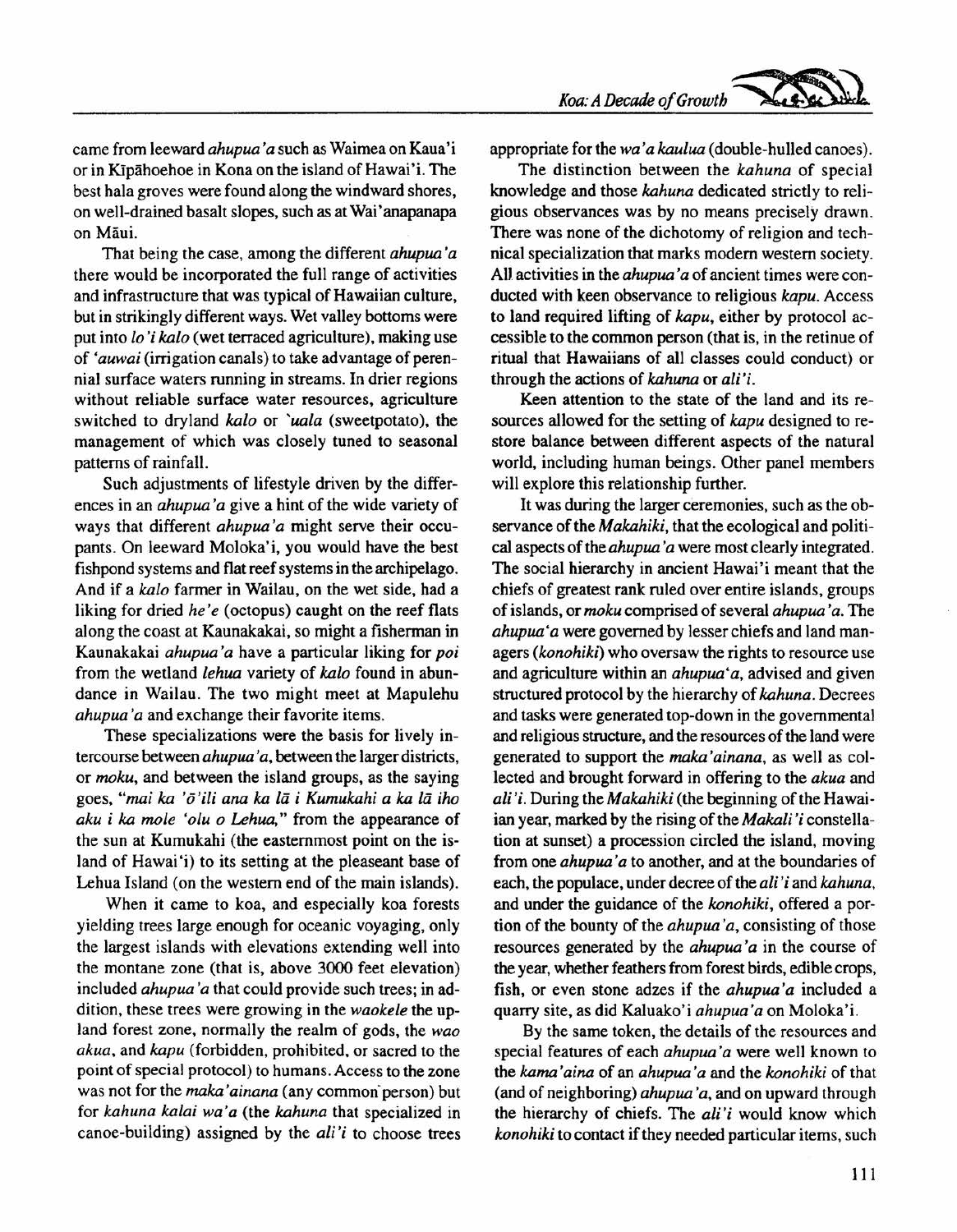came from leeward *ahupua'a* such as Waimea on Kaua'i or in Kīpāhoehoe in Kona on the island of Hawai'i. The best hala groves were found along the windward shores, on well-drained basalt slopes, such as at Wai'anapanapa on Māui.

That being the case, among the different *ahupua'a* there would be incorporated the full range of activities and infrastructure that was typical of Hawaiian culture, but in strikingly different ways. Wet valley bottoms were put into *lo'i kalo* (wet terraced agriculture), making use of *'auwai* (irrigation canals) to take advantage of perennial surface waters running in streams. In drier regions without reliable surface water resources, agriculture switched to dryland *kalo* or *`uala* (sweetpotato), the management of which was closely tuned to seasonal patterns of rainfall.

Such adjustments of lifestyle driven by the differences in an *ahupua'a* give a hint of the wide variety of ways that different *ahupua'a* might serve their occupants. On leeward Moloka'i, you would have the best fishpond systems and flat reef systems in the archipelago. And if a *kalo* farmer in Wailau, on the wet side, had a liking for dried *he'e* (octopus) caught on the reef flats along the coast at Kaunakakai, so might a fisherman in Kaunakakai *ahupua'a* have a particular liking for *poi* from the wetland *lehua* variety of *kalo* found in abundance in Wailau. The two might meet at Mapulehu *ahupua'a* and exchange their favorite items.

These specializations were the basis for lively intercourse between *ahupua'a*, between the larger districts, or *moku*, and between the island groups, as the saying goes, "*mai ka 'ō'ili ana ka lā i Kumukahi a ka lā iho aku i ka mole 'olu o Lehua*," from the appearance of the sun at Kumukahi (the easternmost point on the island of Hawai'i) to its setting at the pleaseant base of Lehua Island (on the western end of the main islands).

When it came to koa, and especially koa forests yielding trees large enough for oceanic voyaging, only the largest islands with elevations extending well into the montane zone (that is, above 3000 feet elevation) included *ahupua'a* that could provide such trees; in addition, these trees were growing in the *waokele* the upland forest zone, normally the realm of gods, the *wao akua*, and *kapu* (forbidden, prohibited, or sacred to the point of special protocol) to humans. Access to the zone was not for the *maka'ainana* (any common person) but for *kahuna kalai wa'a* (the *kahuna* that specialized in canoe-building) assigned by the *ali'i* to choose trees appropriate for the *wa'a kaulua* (double-hulled canoes).

The distinction between the *kahuna* of special knowledge and those *kahuna* dedicated strictly to religious observances was by no means precisely drawn. There was none of the dichotomy of religion and technical specialization that marks modern western society. All activities in the *ahupua'a* of ancient times were conducted with keen observance to religious *kapu*. Access to land required lifting of *kapu*, either by protocol accessible to the common person (that is, in the retinue of ritual that Hawaiians of all classes could conduct) or through the actions of *kahuna* or *ali'i*.

Keen attention to the state of the land and its resources allowed for the setting of *kapu* designed to restore balance between different aspects of the natural world, including human beings. Other panel members will explore this relationship further.

It was during the larger ceremonies, such as the observance of the *Makahiki*, that the ecological and political aspects of the *ahupua'a* were most clearly integrated. The social hierarchy in ancient Hawai'i meant that the chiefs of greatest rank ruled over entire islands, groups of islands, or *moku* comprised of several *ahupua'a*. The *ahupua'a* were governed by lesser chiefs and land managers (*konohiki*) who oversaw the rights to resource use and agriculture within an *ahupua'a*, advised and given structured protocol by the hierarchy of *kahuna*. Decrees and tasks were generated top-down in the governmental and religious structure, and the resources of the land were generated to support the *maka'ainana*, as well as collected and brought forward in offering to the *akua* and *ali'i*. During the *Makahiki* (the beginning of the Hawaiian year, marked by the rising of the *Makali'i* constellation at sunset) a procession circled the island, moving from one *ahupua'a* to another, and at the boundaries of each, the populace, under decree of the *ali'i* and *kahuna*, and under the guidance of the *konohiki*, offered a portion of the bounty of the *ahupua'a*, consisting of those resources generated by the *ahupua'a* in the course of the year, whether feathers from forest birds, edible crops, fish, or even stone adzes if the *ahupua'a* included a quarry site, as did Kaluako'i *ahupua'a* on Moloka'i.

By the same token, the details of the resources and special features of each *ahupua'a* were well known to the *kama'aina* of an *ahupua'a* and the *konohiki* of that (and of neighboring) *ahupua'a*, and on upward through the hierarchy of chiefs. The *ali'i* would know which *konohiki* to contact if they needed particular items, such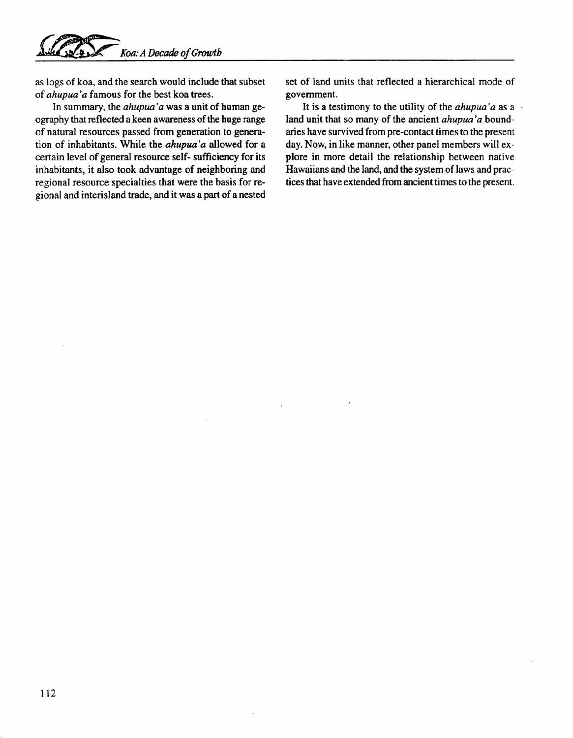as logs of koa, and the search would include that subset of *ahupua'a* famous for the best koa trees.

In summary, the *ahupua'a* was a unit of human geography that reflected a keen awareness of the huge range of natural resources passed from generation to generation of inhabitants. While the *ahupua'a* allowed for a certain level of general resource self- sufficiency for its inhabitants, it also took advantage of neighboring and regional resource specialties that were the basis for regional and interisland trade, and it was a part of a nested set of land units that reflected a hierarchical mode of government.

It is a testimony to the utility of the *ahupua'a* as a land unit that so many of the ancient *ahupua'a* boundaries have survived from pre-contact times to the present day. Now, in like manner, other panel members will explore in more detail the relationship between native Hawaiians and the land, and the system of laws and practices that have extended from ancient times to the present.